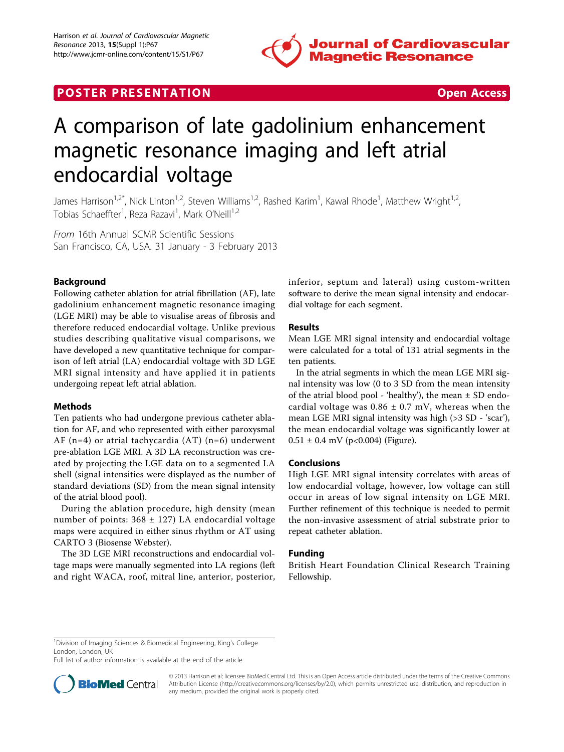POSTER PRESENTATION **Open Access**

# A comparison of late gadolinium enhancement magnetic resonance imaging and left atrial endocardial voltage

James Harrison[1,2*], Nick Linton[1,2], Steven Williams[1,2], Rashed Karim[1], Kawal Rhode[1], Matthew Wright[1,2], Tobias Schaeffter[1], Reza Razavi[1], Mark O'Neill[1,2]

*From* 16th Annual SCMR Scientific Sessions
San Francisco, CA, USA. 31 January - 3 February 2013

## Background

Following catheter ablation for atrial fibrillation (AF), late gadolinium enhancement magnetic resonance imaging (LGE MRI) may be able to visualise areas of fibrosis and therefore reduced endocardial voltage. Unlike previous studies describing qualitative visual comparisons, we have developed a new quantitative technique for comparison of left atrial (LA) endocardial voltage with 3D LGE MRI signal intensity and have applied it in patients undergoing repeat left atrial ablation.

## Methods

Ten patients who had undergone previous catheter ablation for AF, and who represented with either paroxysmal AF (n=4) or atrial tachycardia (AT) (n=6) underwent pre-ablation LGE MRI. A 3D LA reconstruction was created by projecting the LGE data on to a segmented LA shell (signal intensities were displayed as the number of standard deviations (SD) from the mean signal intensity of the atrial blood pool).

During the ablation procedure, high density (mean number of points: 368 ± 127) LA endocardial voltage maps were acquired in either sinus rhythm or AT using CARTO 3 (Biosense Webster).

The 3D LGE MRI reconstructions and endocardial voltage maps were manually segmented into LA regions (left and right WACA, roof, mitral line, anterior, posterior, inferior, septum and lateral) using custom-written software to derive the mean signal intensity and endocardial voltage for each segment.

## Results

Mean LGE MRI signal intensity and endocardial voltage were calculated for a total of 131 atrial segments in the ten patients.

In the atrial segments in which the mean LGE MRI signal intensity was low (0 to 3 SD from the mean intensity of the atrial blood pool - 'healthy'), the mean ± SD endocardial voltage was 0.86 ± 0.7 mV, whereas when the mean LGE MRI signal intensity was high (>3 SD - 'scar'), the mean endocardial voltage was significantly lower at 0.51 ± 0.4 mV ($p<0.004$) (Figure).

## Conclusions

High LGE MRI signal intensity correlates with areas of low endocardial voltage, however, low voltage can still occur in areas of low signal intensity on LGE MRI. Further refinement of this technique is needed to permit the non-invasive assessment of atrial substrate prior to repeat catheter ablation.

## Funding

British Heart Foundation Clinical Research Training Fellowship.

[1]Division of Imaging Sciences & Biomedical Engineering, King's College London, London, UK
Full list of author information is available at the end of the article

© 2013 Harrison et al; licensee BioMed Central Ltd. This is an Open Access article distributed under the terms of the Creative Commons Attribution License (http://creativecommons.org/licenses/by/2.0), which permits unrestricted use, distribution, and reproduction in any medium, provided the original work is properly cited.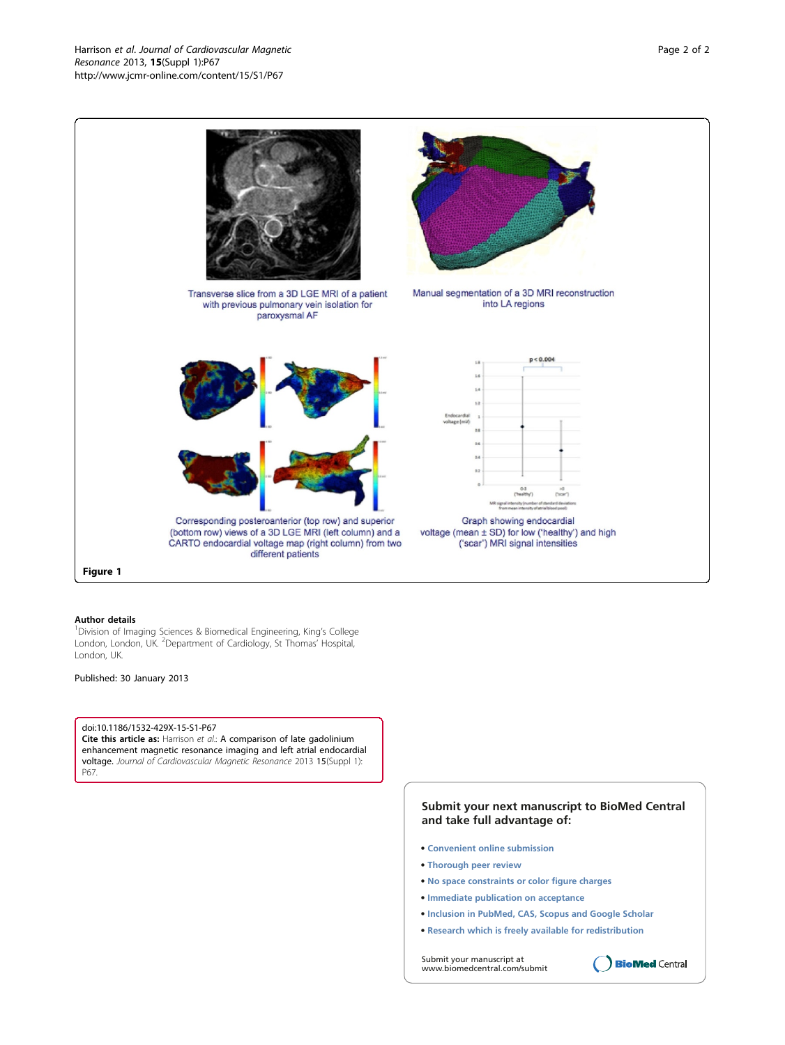Transverse slice from a 3D LGE MRI of a patient with previous pulmonary vein isolation for paroxysmal AF

Manual segmentation of a 3D MRI reconstruction into LA regions

Corresponding posteroanterior (top row) and superior (bottom row) views of a 3D LGE MRI (left column) and a CARTO endocardial voltage map (right column) from two different patients

p < 0.004

Endocardial voltage (mV)

1.8
1.6
1.4
1.2
1
0.8
0.6
0.4
0.2
0

0-3 ('healthy')

>3 ('scar')

MRI signal intensity (number of standard deviations from mean intensity of atrial blood pool)

Graph showing endocardial voltage (mean ± SD) for low ('healthy') and high ('scar') MRI signal intensities

**Figure 1**

**Author details**

[1]Division of Imaging Sciences & Biomedical Engineering, King's College London, London, UK. [2]Department of Cardiology, St Thomas' Hospital, London, UK.

Published: 30 January 2013

doi:10.1186/1532-429X-15-S1-P67

**Cite this article as:** Harrison *et al.*: A comparison of late gadolinium enhancement magnetic resonance imaging and left atrial endocardial voltage. *Journal of Cardiovascular Magnetic Resonance* 2013 **15**(Suppl 1): P67.

**Submit your next manuscript to BioMed Central and take full advantage of:**

- Convenient online submission
- Thorough peer review
- No space constraints or color figure charges
- Immediate publication on acceptance
- Inclusion in PubMed, CAS, Scopus and Google Scholar
- Research which is freely available for redistribution

Submit your manuscript at www.biomedcentral.com/submit